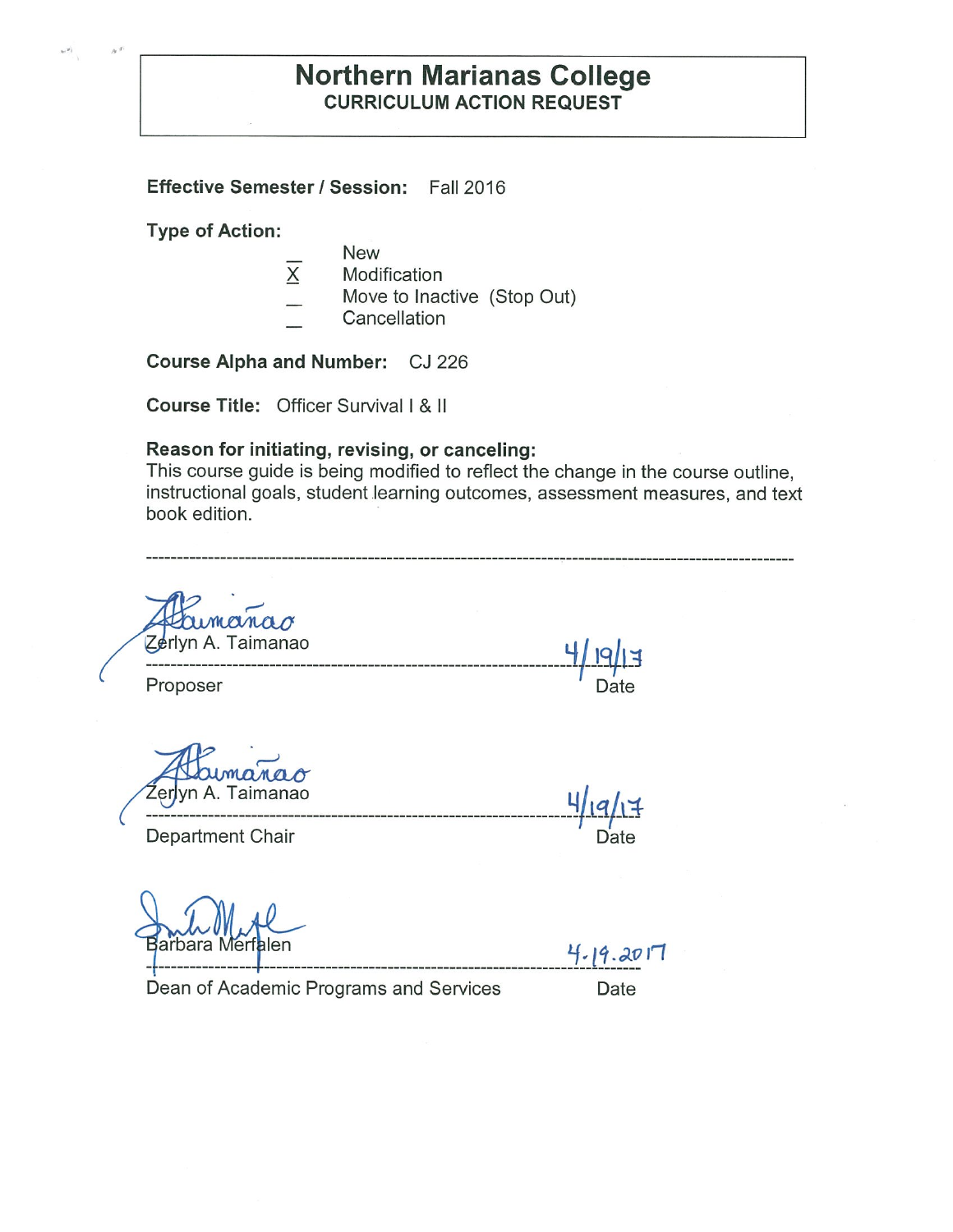# Northern Marianas College

## CURRICULUM ACTION REQUEST

**Effective Semester / Session:** Fall 2016

**Type of Action:**

- \_ New
- X Modification
- \_ Move to Inactive (Stop Out)
- \_ Cancellation

**Course Alpha and Number:** CJ 226

**Course Title:** Officer Survival I & II

**Reason for initiating, revising, or canceling:**
This course guide is being modified to reflect the change in the course outline, instructional goals, student learning outcomes, assessment measures, and text book edition.

---

Zerlyn A. Taimanao — 4/19/17

Proposer — Date

Zerlyn A. Taimanao — 4/19/17

Department Chair — Date

Barbara Merfalen — 4.19.2017

Dean of Academic Programs and Services — Date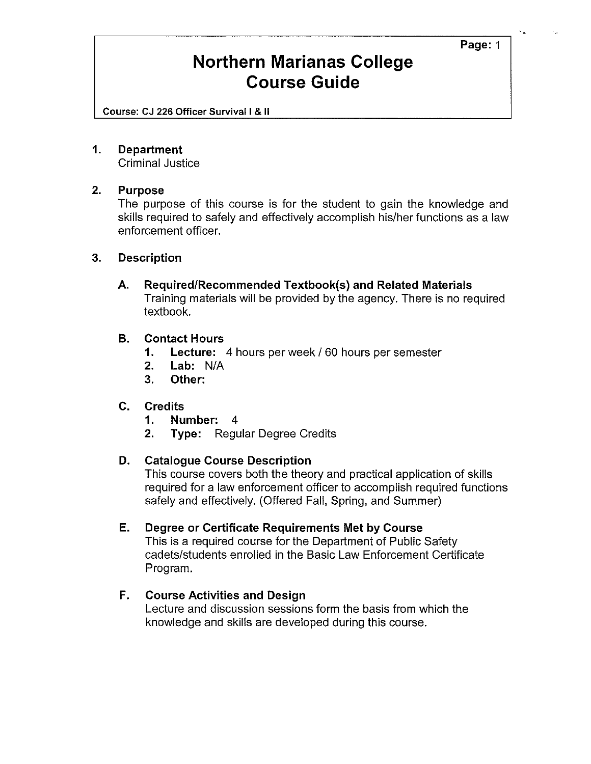# Northern Marianas College Course Guide

**Course: CJ 226 Officer Survival I & II**

## 1. Department

Criminal Justice

## 2. Purpose

The purpose of this course is for the student to gain the knowledge and skills required to safely and effectively accomplish his/her functions as a law enforcement officer.

## 3. Description

### A. Required/Recommended Textbook(s) and Related Materials

Training materials will be provided by the agency. There is no required textbook.

### B. Contact Hours

1. **Lecture:** 4 hours per week / 60 hours per semester
2. **Lab:** N/A
3. **Other:**

### C. Credits

1. **Number:** 4
2. **Type:** Regular Degree Credits

### D. Catalogue Course Description

This course covers both the theory and practical application of skills required for a law enforcement officer to accomplish required functions safely and effectively. (Offered Fall, Spring, and Summer)

### E. Degree or Certificate Requirements Met by Course

This is a required course for the Department of Public Safety cadets/students enrolled in the Basic Law Enforcement Certificate Program.

### F. Course Activities and Design

Lecture and discussion sessions form the basis from which the knowledge and skills are developed during this course.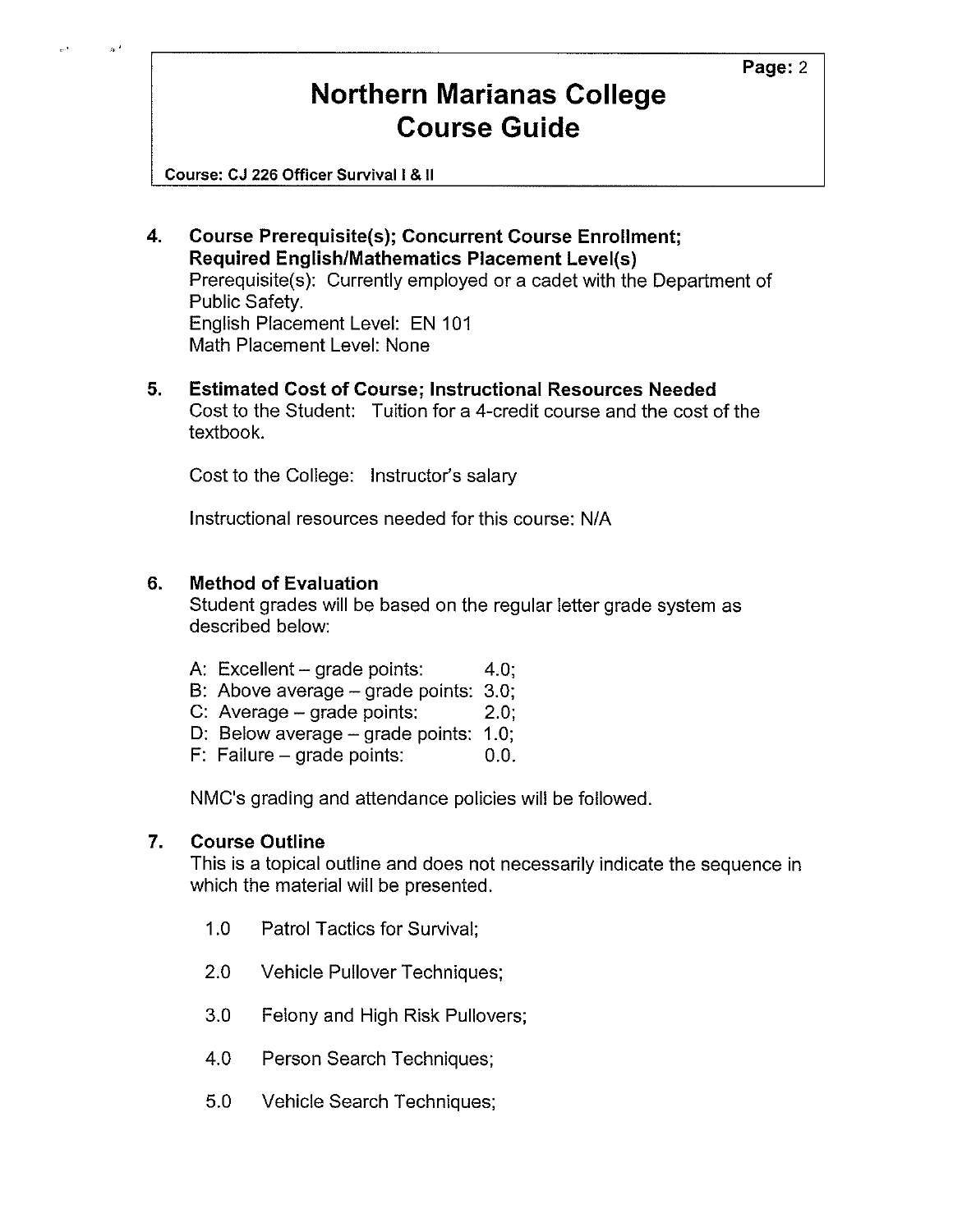4. **Course Prerequisite(s); Concurrent Course Enrollment; Required English/Mathematics Placement Level(s)**
   Prerequisite(s): Currently employed or a cadet with the Department of Public Safety.
   English Placement Level: EN 101
   Math Placement Level: None

5. **Estimated Cost of Course; Instructional Resources Needed**
   Cost to the Student: Tuition for a 4-credit course and the cost of the textbook.

   Cost to the College: Instructor's salary

   Instructional resources needed for this course: N/A

6. **Method of Evaluation**
   Student grades will be based on the regular letter grade system as described below:

   - A: Excellent – grade points: 4.0;
   - B: Above average – grade points: 3.0;
   - C: Average – grade points: 2.0;
   - D: Below average – grade points: 1.0;
   - F: Failure – grade points: 0.0.

   NMC's grading and attendance policies will be followed.

7. **Course Outline**
   This is a topical outline and does not necessarily indicate the sequence in which the material will be presented.

   - 1.0 Patrol Tactics for Survival;
   - 2.0 Vehicle Pullover Techniques;
   - 3.0 Felony and High Risk Pullovers;
   - 4.0 Person Search Techniques;
   - 5.0 Vehicle Search Techniques;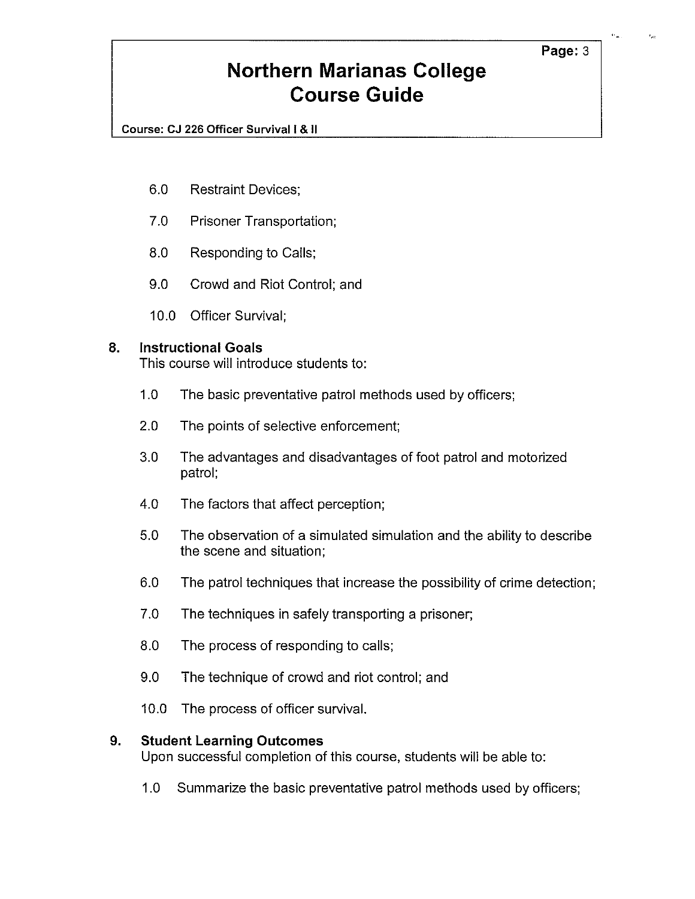6.0 Restraint Devices;

7.0 Prisoner Transportation;

8.0 Responding to Calls;

9.0 Crowd and Riot Control; and

10.0 Officer Survival;

## 8. Instructional Goals

This course will introduce students to:

1.0 The basic preventative patrol methods used by officers;

2.0 The points of selective enforcement;

3.0 The advantages and disadvantages of foot patrol and motorized patrol;

4.0 The factors that affect perception;

5.0 The observation of a simulated simulation and the ability to describe the scene and situation;

6.0 The patrol techniques that increase the possibility of crime detection;

7.0 The techniques in safely transporting a prisoner;

8.0 The process of responding to calls;

9.0 The technique of crowd and riot control; and

10.0 The process of officer survival.

## 9. Student Learning Outcomes

Upon successful completion of this course, students will be able to:

1.0 Summarize the basic preventative patrol methods used by officers;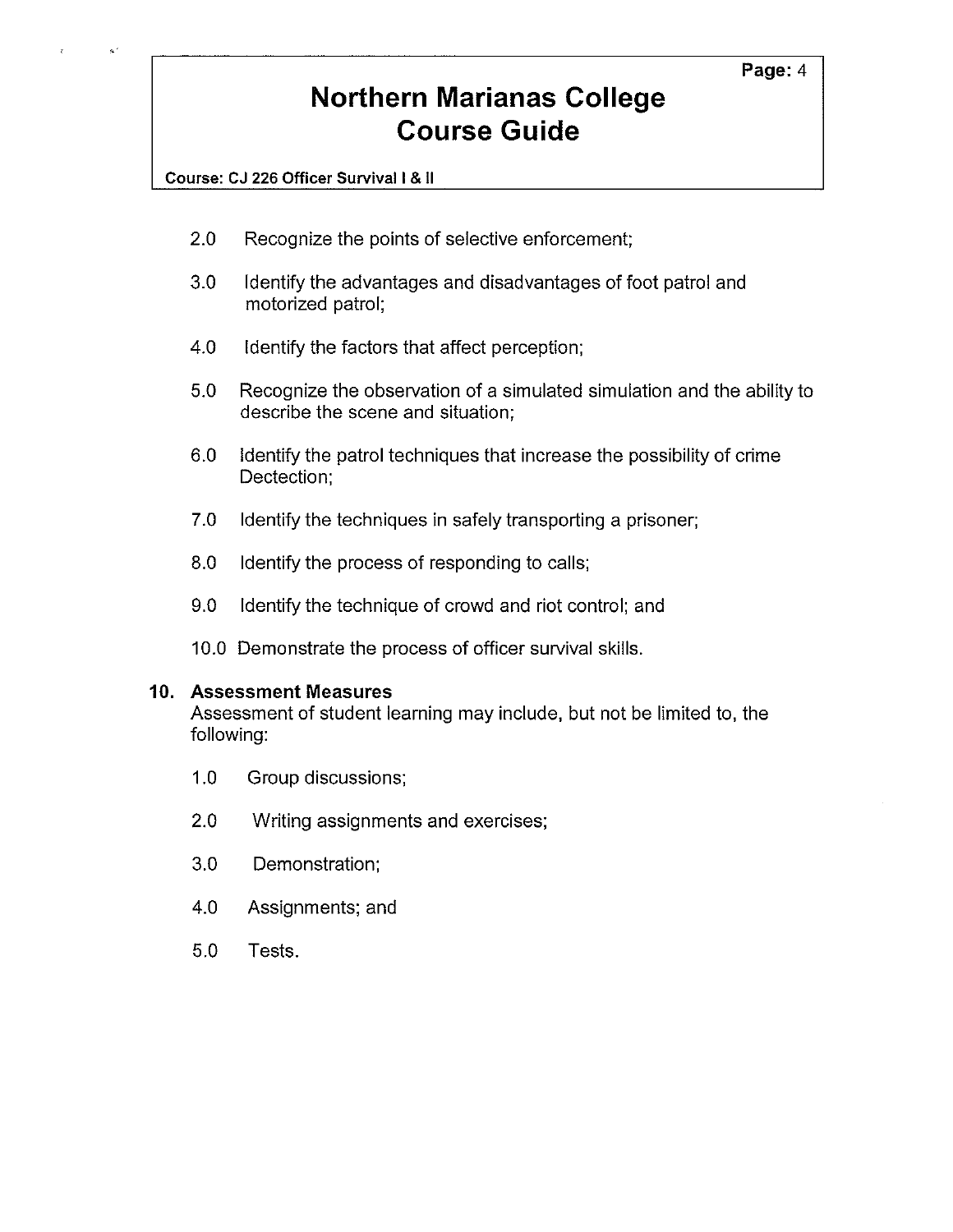2.0 Recognize the points of selective enforcement;

3.0 Identify the advantages and disadvantages of foot patrol and motorized patrol;

4.0 Identify the factors that affect perception;

5.0 Recognize the observation of a simulated simulation and the ability to describe the scene and situation;

6.0 Identify the patrol techniques that increase the possibility of crime Dectection;

7.0 Identify the techniques in safely transporting a prisoner;

8.0 Identify the process of responding to calls;

9.0 Identify the technique of crowd and riot control; and

10.0 Demonstrate the process of officer survival skills.

## 10. Assessment Measures

Assessment of student learning may include, but not be limited to, the following:

1.0 Group discussions;

2.0 Writing assignments and exercises;

3.0 Demonstration;

4.0 Assignments; and

5.0 Tests.